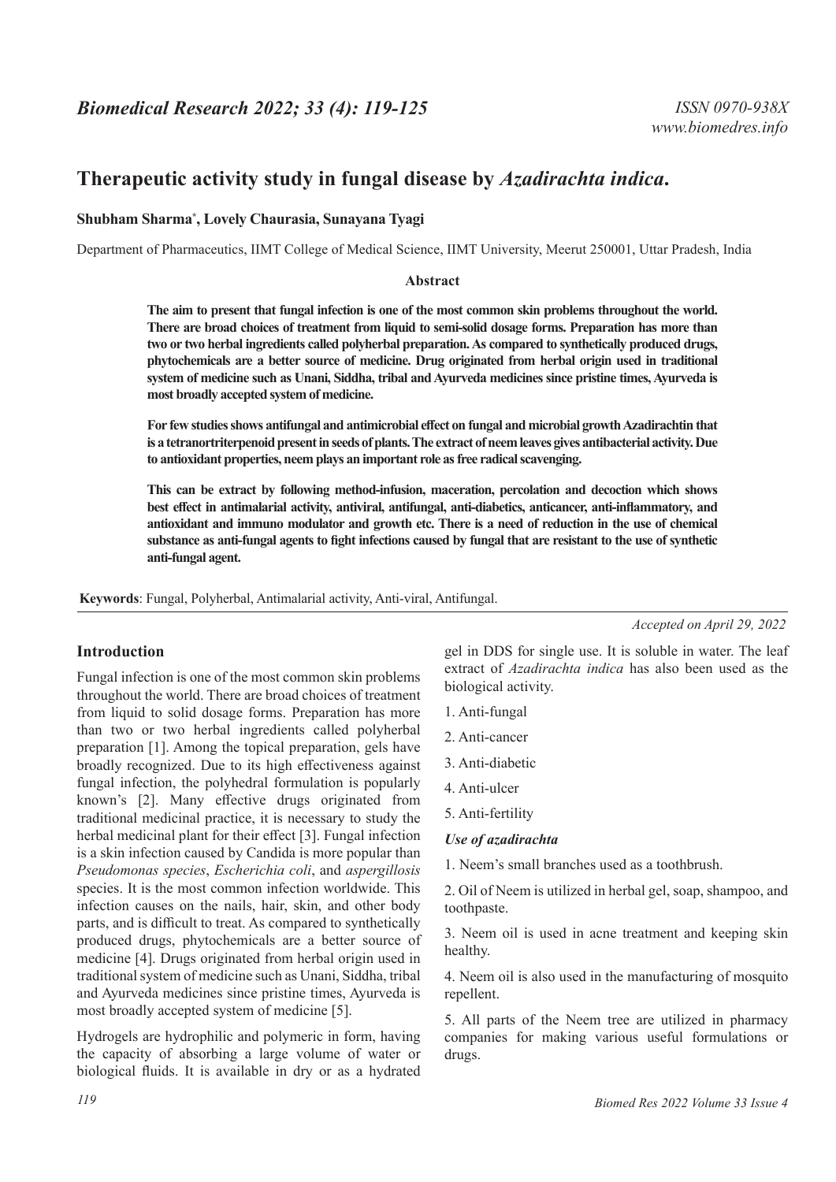# Therapeutic activity study in fungal disease by *Azadirachta indica*.

**Shubham Sharma*, Lovely Chaurasia, Sunayana Tyagi**

Department of Pharmaceutics, IIMT College of Medical Science, IIMT University, Meerut 250001, Uttar Pradesh, India

## Abstract

**The aim to present that fungal infection is one of the most common skin problems throughout the world. There are broad choices of treatment from liquid to semi-solid dosage forms. Preparation has more than two or two herbal ingredients called polyherbal preparation. As compared to synthetically produced drugs, phytochemicals are a better source of medicine. Drug originated from herbal origin used in traditional system of medicine such as Unani, Siddha, tribal and Ayurveda medicines since pristine times, Ayurveda is most broadly accepted system of medicine.**

**For few studies shows antifungal and antimicrobial effect on fungal and microbial growth Azadirachtin that is a tetranortriterpenoid present in seeds of plants. The extract of neem leaves gives antibacterial activity. Due to antioxidant properties, neem plays an important role as free radical scavenging.**

**This can be extract by following method-infusion, maceration, percolation and decoction which shows best effect in antimalarial activity, antiviral, antifungal, anti-diabetics, anticancer, anti-inflammatory, and antioxidant and immuno modulator and growth etc. There is a need of reduction in the use of chemical substance as anti-fungal agents to fight infections caused by fungal that are resistant to the use of synthetic anti-fungal agent.**

**Keywords**: Fungal, Polyherbal, Antimalarial activity, Anti-viral, Antifungal.

*Accepted on April 29, 2022*

## Introduction

Fungal infection is one of the most common skin problems throughout the world. There are broad choices of treatment from liquid to solid dosage forms. Preparation has more than two or two herbal ingredients called polyherbal preparation [1]. Among the topical preparation, gels have broadly recognized. Due to its high effectiveness against fungal infection, the polyhedral formulation is popularly known's [2]. Many effective drugs originated from traditional medicinal practice, it is necessary to study the herbal medicinal plant for their effect [3]. Fungal infection is a skin infection caused by Candida is more popular than *Pseudomonas species*, *Escherichia coli*, and *aspergillosis* species. It is the most common infection worldwide. This infection causes on the nails, hair, skin, and other body parts, and is difficult to treat. As compared to synthetically produced drugs, phytochemicals are a better source of medicine [4]. Drugs originated from herbal origin used in traditional system of medicine such as Unani, Siddha, tribal and Ayurveda medicines since pristine times, Ayurveda is most broadly accepted system of medicine [5].

Hydrogels are hydrophilic and polymeric in form, having the capacity of absorbing a large volume of water or biological fluids. It is available in dry or as a hydrated gel in DDS for single use. It is soluble in water. The leaf extract of *Azadirachta indica* has also been used as the biological activity.

1. Anti-fungal
2. Anti-cancer
3. Anti-diabetic
4. Anti-ulcer
5. Anti-fertility

### *Use of azadirachta*

1. Neem's small branches used as a toothbrush.
2. Oil of Neem is utilized in herbal gel, soap, shampoo, and toothpaste.
3. Neem oil is used in acne treatment and keeping skin healthy.
4. Neem oil is also used in the manufacturing of mosquito repellent.
5. All parts of the Neem tree are utilized in pharmacy companies for making various useful formulations or drugs.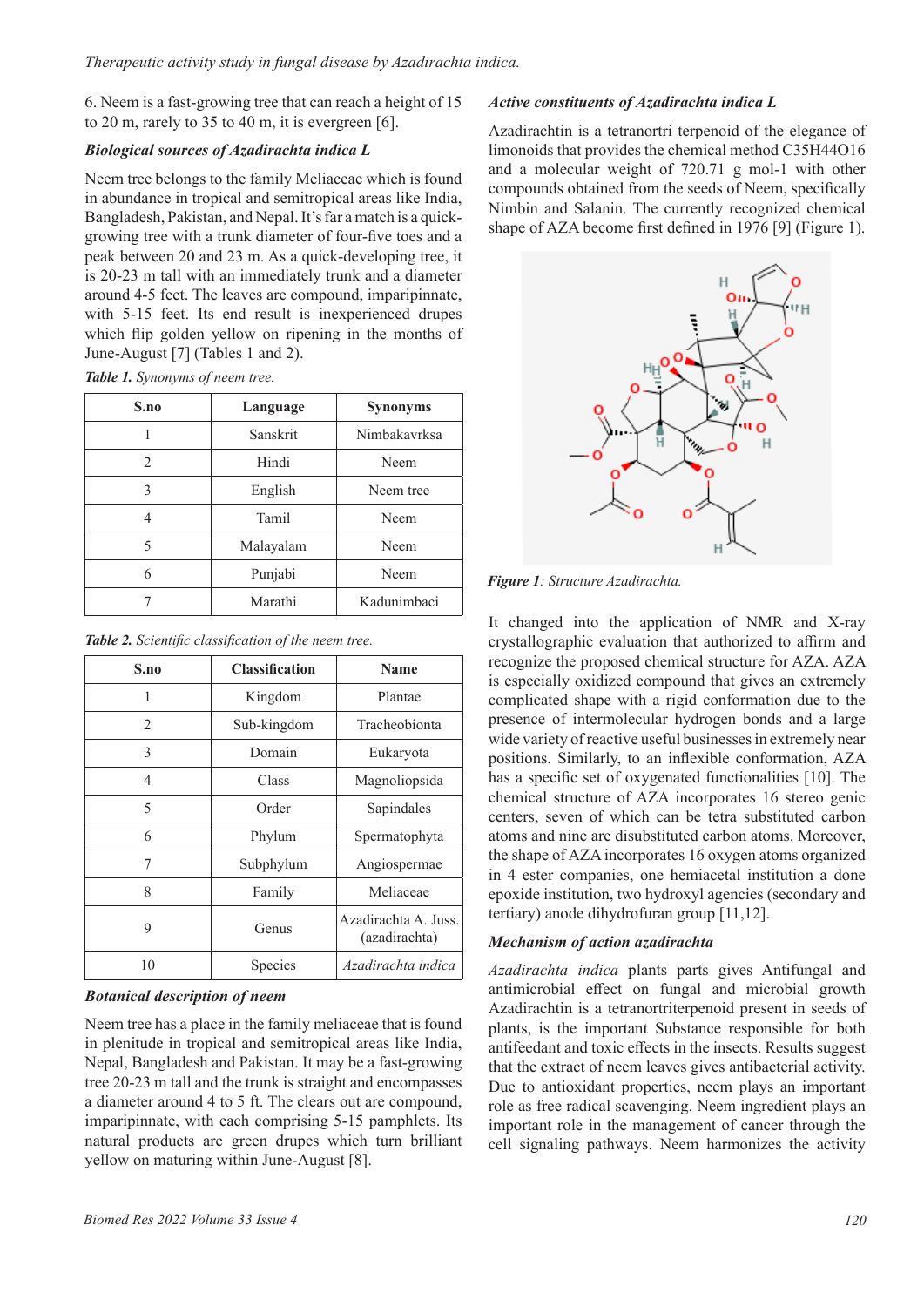6. Neem is a fast-growing tree that can reach a height of 15 to 20 m, rarely to 35 to 40 m, it is evergreen [6].

### Biological sources of Azadirachta indica L

Neem tree belongs to the family Meliaceae which is found in abundance in tropical and semitropical areas like India, Bangladesh, Pakistan, and Nepal. It's far a match is a quick-growing tree with a trunk diameter of four-five toes and a peak between 20 and 23 m. As a quick-developing tree, it is 20-23 m tall with an immediately trunk and a diameter around 4-5 feet. The leaves are compound, imparipinnate, with 5-15 feet. Its end result is inexperienced drupes which flip golden yellow on ripening in the months of June-August [7] (Tables 1 and 2).

***Table 1.*** *Synonyms of neem tree.*

| S.no | Language | Synonyms |
| --- | --- | --- |
| 1 | Sanskrit | Nimbakavrksa |
| 2 | Hindi | Neem |
| 3 | English | Neem tree |
| 4 | Tamil | Neem |
| 5 | Malayalam | Neem |
| 6 | Punjabi | Neem |
| 7 | Marathi | Kadunimbaci |

***Table 2.*** *Scientific classification of the neem tree.*

| S.no | Classification | Name |
| --- | --- | --- |
| 1 | Kingdom | Plantae |
| 2 | Sub-kingdom | Tracheobionta |
| 3 | Domain | Eukaryota |
| 4 | Class | Magnoliopsida |
| 5 | Order | Sapindales |
| 6 | Phylum | Spermatophyta |
| 7 | Subphylum | Angiospermae |
| 8 | Family | Meliaceae |
| 9 | Genus | Azadirachta A. Juss. (azadirachta) |
| 10 | Species | *Azadirachta indica* |

### Botanical description of neem

Neem tree has a place in the family meliaceae that is found in plenitude in tropical and semitropical areas like India, Nepal, Bangladesh and Pakistan. It may be a fast-growing tree 20-23 m tall and the trunk is straight and encompasses a diameter around 4 to 5 ft. The clears out are compound, imparipinnate, with each comprising 5-15 pamphlets. Its natural products are green drupes which turn brilliant yellow on maturing within June-August [8].

### Active constituents of Azadirachta indica L

Azadirachtin is a tetranortri terpenoid of the elegance of limonoids that provides the chemical method C35H44O16 and a molecular weight of 720.71 g mol-1 with other compounds obtained from the seeds of Neem, specifically Nimbin and Salanin. The currently recognized chemical shape of AZA become first defined in 1976 [9] (Figure 1).

***Figure 1****: Structure Azadirachta.*

It changed into the application of NMR and X-ray crystallographic evaluation that authorized to affirm and recognize the proposed chemical structure for AZA. AZA is especially oxidized compound that gives an extremely complicated shape with a rigid conformation due to the presence of intermolecular hydrogen bonds and a large wide variety of reactive useful businesses in extremely near positions. Similarly, to an inflexible conformation, AZA has a specific set of oxygenated functionalities [10]. The chemical structure of AZA incorporates 16 stereo genic centers, seven of which can be tetra substituted carbon atoms and nine are disubstituted carbon atoms. Moreover, the shape of AZA incorporates 16 oxygen atoms organized in 4 ester companies, one hemiacetal institution a done epoxide institution, two hydroxyl agencies (secondary and tertiary) anode dihydrofuran group [11,12].

### Mechanism of action azadirachta

*Azadirachta indica* plants parts gives Antifungal and antimicrobial effect on fungal and microbial growth Azadirachtin is a tetranortriterpenoid present in seeds of plants, is the important Substance responsible for both antifeedant and toxic effects in the insects. Results suggest that the extract of neem leaves gives antibacterial activity. Due to antioxidant properties, neem plays an important role as free radical scavenging. Neem ingredient plays an important role in the management of cancer through the cell signaling pathways. Neem harmonizes the activity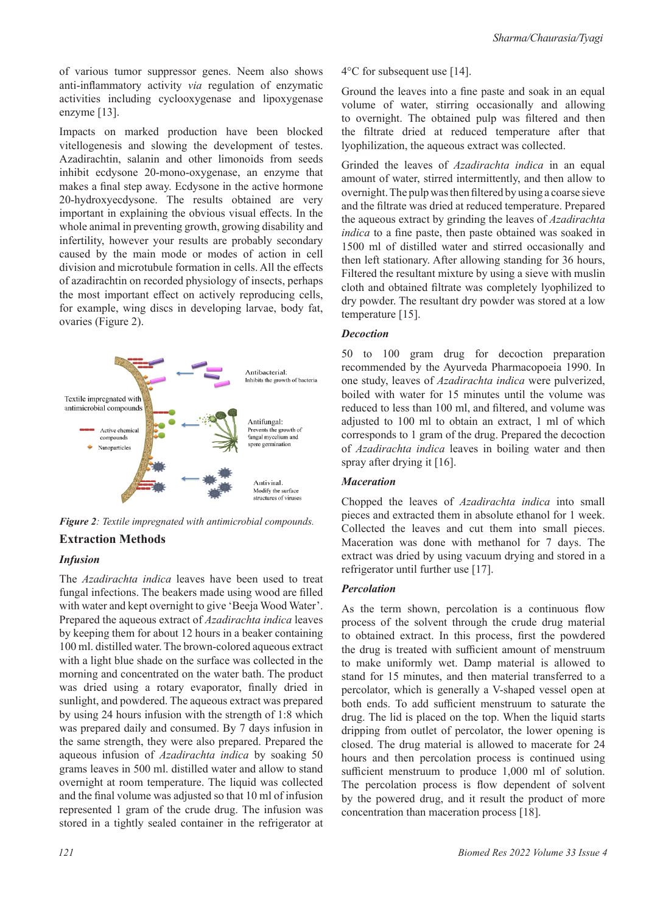of various tumor suppressor genes. Neem also shows anti-inflammatory activity *via* regulation of enzymatic activities including cyclooxygenase and lipoxygenase enzyme [13].

Impacts on marked production have been blocked vitellogenesis and slowing the development of testes. Azadirachtin, salanin and other limonoids from seeds inhibit ecdysone 20-mono-oxygenase, an enzyme that makes a final step away. Ecdysone in the active hormone 20-hydroxyecdysone. The results obtained are very important in explaining the obvious visual effects. In the whole animal in preventing growth, growing disability and infertility, however your results are probably secondary caused by the main mode or modes of action in cell division and microtubule formation in cells. All the effects of azadirachtin on recorded physiology of insects, perhaps the most important effect on actively reproducing cells, for example, wing discs in developing larvae, body fat, ovaries (Figure 2).

***Figure 2**: Textile impregnated with antimicrobial compounds.*

## Extraction Methods

### *Infusion*

The *Azadirachta indica* leaves have been used to treat fungal infections. The beakers made using wood are filled with water and kept overnight to give 'Beeja Wood Water'. Prepared the aqueous extract of *Azadirachta indica* leaves by keeping them for about 12 hours in a beaker containing 100 ml. distilled water. The brown-colored aqueous extract with a light blue shade on the surface was collected in the morning and concentrated on the water bath. The product was dried using a rotary evaporator, finally dried in sunlight, and powdered. The aqueous extract was prepared by using 24 hours infusion with the strength of 1:8 which was prepared daily and consumed. By 7 days infusion in the same strength, they were also prepared. Prepared the aqueous infusion of *Azadirachta indica* by soaking 50 grams leaves in 500 ml. distilled water and allow to stand overnight at room temperature. The liquid was collected and the final volume was adjusted so that 10 ml of infusion represented 1 gram of the crude drug. The infusion was stored in a tightly sealed container in the refrigerator at 4°C for subsequent use [14].

Ground the leaves into a fine paste and soak in an equal volume of water, stirring occasionally and allowing to overnight. The obtained pulp was filtered and then the filtrate dried at reduced temperature after that lyophilization, the aqueous extract was collected.

Grinded the leaves of *Azadirachta indica* in an equal amount of water, stirred intermittently, and then allow to overnight. The pulp was then filtered by using a coarse sieve and the filtrate was dried at reduced temperature. Prepared the aqueous extract by grinding the leaves of *Azadirachta indica* to a fine paste, then paste obtained was soaked in 1500 ml of distilled water and stirred occasionally and then left stationary. After allowing standing for 36 hours, Filtered the resultant mixture by using a sieve with muslin cloth and obtained filtrate was completely lyophilized to dry powder. The resultant dry powder was stored at a low temperature [15].

### *Decoction*

50 to 100 gram drug for decoction preparation recommended by the Ayurveda Pharmacopoeia 1990. In one study, leaves of *Azadirachta indica* were pulverized, boiled with water for 15 minutes until the volume was reduced to less than 100 ml, and filtered, and volume was adjusted to 100 ml to obtain an extract, 1 ml of which corresponds to 1 gram of the drug. Prepared the decoction of *Azadirachta indica* leaves in boiling water and then spray after drying it [16].

### *Maceration*

Chopped the leaves of *Azadirachta indica* into small pieces and extracted them in absolute ethanol for 1 week. Collected the leaves and cut them into small pieces. Maceration was done with methanol for 7 days. The extract was dried by using vacuum drying and stored in a refrigerator until further use [17].

### *Percolation*

As the term shown, percolation is a continuous flow process of the solvent through the crude drug material to obtained extract. In this process, first the powdered the drug is treated with sufficient amount of menstruum to make uniformly wet. Damp material is allowed to stand for 15 minutes, and then material transferred to a percolator, which is generally a V-shaped vessel open at both ends. To add sufficient menstruum to saturate the drug. The lid is placed on the top. When the liquid starts dripping from outlet of percolator, the lower opening is closed. The drug material is allowed to macerate for 24 hours and then percolation process is continued using sufficient menstruum to produce 1,000 ml of solution. The percolation process is flow dependent of solvent by the powered drug, and it result the product of more concentration than maceration process [18].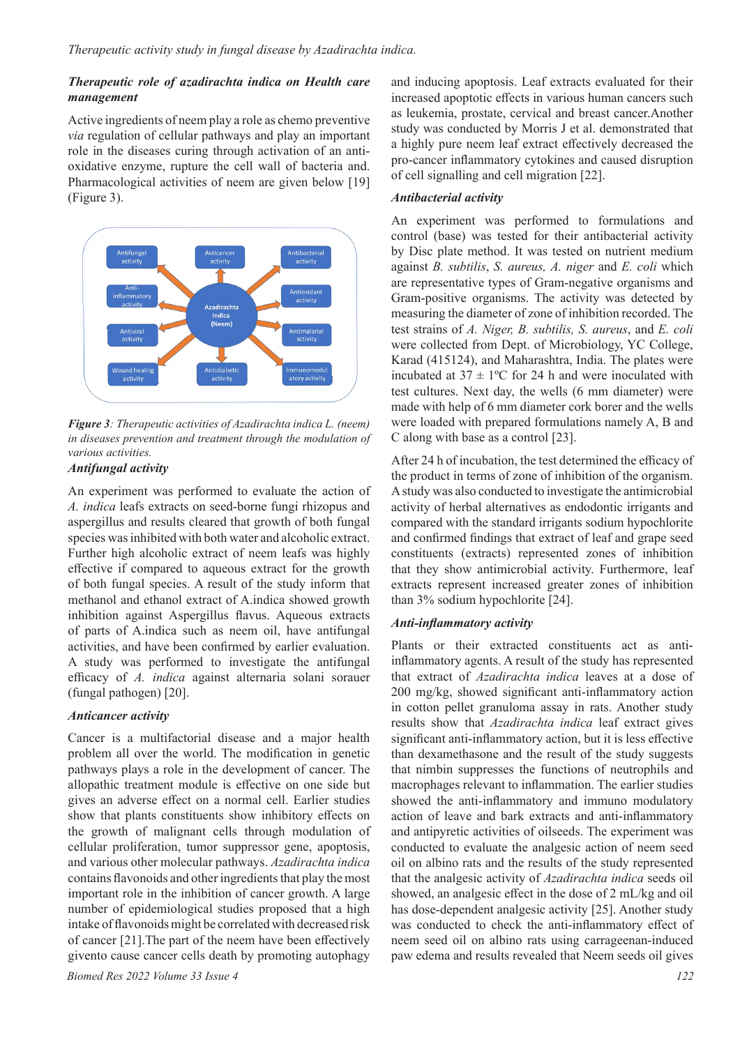### *Therapeutic role of azadirachta indica on Health care management*

Active ingredients of neem play a role as chemo preventive *via* regulation of cellular pathways and play an important role in the diseases curing through activation of an anti-oxidative enzyme, rupture the cell wall of bacteria and. Pharmacological activities of neem are given below [19] (Figure 3).

***Figure 3****: Therapeutic activities of Azadirachta indica L. (neem) in diseases prevention and treatment through the modulation of various activities.*

### *Antifungal activity*

An experiment was performed to evaluate the action of *A. indica* leafs extracts on seed-borne fungi rhizopus and aspergillus and results cleared that growth of both fungal species was inhibited with both water and alcoholic extract. Further high alcoholic extract of neem leafs was highly effective if compared to aqueous extract for the growth of both fungal species. A result of the study inform that methanol and ethanol extract of A.indica showed growth inhibition against Aspergillus flavus. Aqueous extracts of parts of A.indica such as neem oil, have antifungal activities, and have been confirmed by earlier evaluation. A study was performed to investigate the antifungal efficacy of *A. indica* against alternaria solani sorauer (fungal pathogen) [20].

### *Anticancer activity*

Cancer is a multifactorial disease and a major health problem all over the world. The modification in genetic pathways plays a role in the development of cancer. The allopathic treatment module is effective on one side but gives an adverse effect on a normal cell. Earlier studies show that plants constituents show inhibitory effects on the growth of malignant cells through modulation of cellular proliferation, tumor suppressor gene, apoptosis, and various other molecular pathways. *Azadirachta indica* contains flavonoids and other ingredients that play the most important role in the inhibition of cancer growth. A large number of epidemiological studies proposed that a high intake of flavonoids might be correlated with decreased risk of cancer [21].The part of the neem have been effectively givento cause cancer cells death by promoting autophagy and inducing apoptosis. Leaf extracts evaluated for their increased apoptotic effects in various human cancers such as leukemia, prostate, cervical and breast cancer.Another study was conducted by Morris J et al. demonstrated that a highly pure neem leaf extract effectively decreased the pro-cancer inflammatory cytokines and caused disruption of cell signalling and cell migration [22].

### *Antibacterial activity*

An experiment was performed to formulations and control (base) was tested for their antibacterial activity by Disc plate method. It was tested on nutrient medium against *B. subtilis*, *S. aureus, A. niger* and *E. coli* which are representative types of Gram-negative organisms and Gram-positive organisms. The activity was detected by measuring the diameter of zone of inhibition recorded. The test strains of *A. Niger, B. subtilis, S. aureus*, and *E. coli* were collected from Dept. of Microbiology, YC College, Karad (415124), and Maharashtra, India. The plates were incubated at 37 ± 1ºC for 24 h and were inoculated with test cultures. Next day, the wells (6 mm diameter) were made with help of 6 mm diameter cork borer and the wells were loaded with prepared formulations namely A, B and C along with base as a control [23].

After 24 h of incubation, the test determined the efficacy of the product in terms of zone of inhibition of the organism. A study was also conducted to investigate the antimicrobial activity of herbal alternatives as endodontic irrigants and compared with the standard irrigants sodium hypochlorite and confirmed findings that extract of leaf and grape seed constituents (extracts) represented zones of inhibition that they show antimicrobial activity. Furthermore, leaf extracts represent increased greater zones of inhibition than 3% sodium hypochlorite [24].

### *Anti-inflammatory activity*

Plants or their extracted constituents act as anti-inflammatory agents. A result of the study has represented that extract of *Azadirachta indica* leaves at a dose of 200 mg/kg, showed significant anti-inflammatory action in cotton pellet granuloma assay in rats. Another study results show that *Azadirachta indica* leaf extract gives significant anti-inflammatory action, but it is less effective than dexamethasone and the result of the study suggests that nimbin suppresses the functions of neutrophils and macrophages relevant to inflammation. The earlier studies showed the anti-inflammatory and immuno modulatory action of leave and bark extracts and anti-inflammatory and antipyretic activities of oilseeds. The experiment was conducted to evaluate the analgesic action of neem seed oil on albino rats and the results of the study represented that the analgesic activity of *Azadirachta indica* seeds oil showed, an analgesic effect in the dose of 2 mL/kg and oil has dose-dependent analgesic activity [25]. Another study was conducted to check the anti-inflammatory effect of neem seed oil on albino rats using carrageenan-induced paw edema and results revealed that Neem seeds oil gives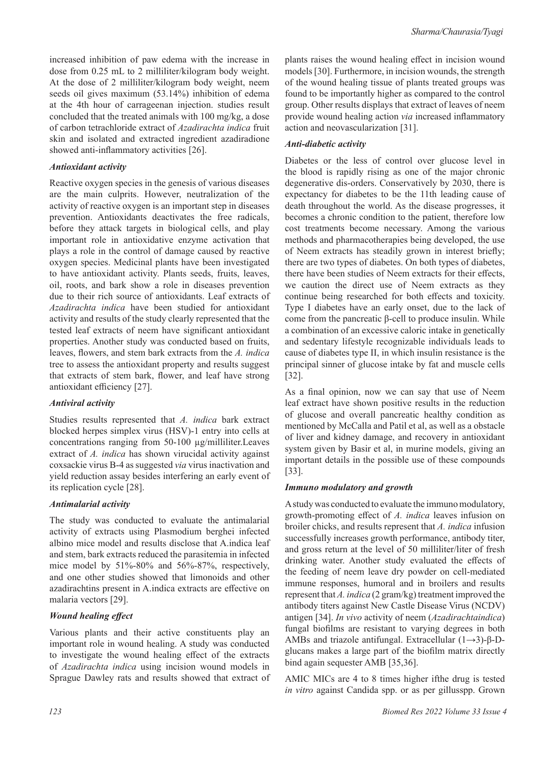increased inhibition of paw edema with the increase in dose from 0.25 mL to 2 milliliter/kilogram body weight. At the dose of 2 milliliter/kilogram body weight, neem seeds oil gives maximum (53.14%) inhibition of edema at the 4th hour of carrageenan injection. studies result concluded that the treated animals with 100 mg/kg, a dose of carbon tetrachloride extract of *Azadirachta indica* fruit skin and isolated and extracted ingredient azadiradione showed anti-inflammatory activities [26].

### *Antioxidant activity*

Reactive oxygen species in the genesis of various diseases are the main culprits. However, neutralization of the activity of reactive oxygen is an important step in diseases prevention. Antioxidants deactivates the free radicals, before they attack targets in biological cells, and play important role in antioxidative enzyme activation that plays a role in the control of damage caused by reactive oxygen species. Medicinal plants have been investigated to have antioxidant activity. Plants seeds, fruits, leaves, oil, roots, and bark show a role in diseases prevention due to their rich source of antioxidants. Leaf extracts of *Azadirachta indica* have been studied for antioxidant activity and results of the study clearly represented that the tested leaf extracts of neem have significant antioxidant properties. Another study was conducted based on fruits, leaves, flowers, and stem bark extracts from the *A. indica* tree to assess the antioxidant property and results suggest that extracts of stem bark, flower, and leaf have strong antioxidant efficiency [27].

### *Antiviral activity*

Studies results represented that *A. indica* bark extract blocked herpes simplex virus (HSV)-1 entry into cells at concentrations ranging from 50-100 µg/milliliter.Leaves extract of *A. indica* has shown virucidal activity against coxsackie virus B-4 as suggested *via* virus inactivation and yield reduction assay besides interfering an early event of its replication cycle [28].

### *Antimalarial activity*

The study was conducted to evaluate the antimalarial activity of extracts using Plasmodium berghei infected albino mice model and results disclose that A.indica leaf and stem, bark extracts reduced the parasitemia in infected mice model by 51%-80% and 56%-87%, respectively, and one other studies showed that limonoids and other azadirachtins present in A.indica extracts are effective on malaria vectors [29].

### *Wound healing effect*

Various plants and their active constituents play an important role in wound healing. A study was conducted to investigate the wound healing effect of the extracts of *Azadirachta indica* using incision wound models in Sprague Dawley rats and results showed that extract of plants raises the wound healing effect in incision wound models [30]. Furthermore, in incision wounds, the strength of the wound healing tissue of plants treated groups was found to be importantly higher as compared to the control group. Other results displays that extract of leaves of neem provide wound healing action *via* increased inflammatory action and neovascularization [31].

### *Anti-diabetic activity*

Diabetes or the less of control over glucose level in the blood is rapidly rising as one of the major chronic degenerative dis-orders. Conservatively by 2030, there is expectancy for diabetes to be the 11th leading cause of death throughout the world. As the disease progresses, it becomes a chronic condition to the patient, therefore low cost treatments become necessary. Among the various methods and pharmacotherapies being developed, the use of Neem extracts has steadily grown in interest briefly; there are two types of diabetes. On both types of diabetes, there have been studies of Neem extracts for their effects, we caution the direct use of Neem extracts as they continue being researched for both effects and toxicity. Type I diabetes have an early onset, due to the lack of come from the pancreatic β-cell to produce insulin. While a combination of an excessive caloric intake in genetically and sedentary lifestyle recognizable individuals leads to cause of diabetes type II, in which insulin resistance is the principal sinner of glucose intake by fat and muscle cells [32].

As a final opinion, now we can say that use of Neem leaf extract have shown positive results in the reduction of glucose and overall pancreatic healthy condition as mentioned by McCalla and Patil et al, as well as a obstacle of liver and kidney damage, and recovery in antioxidant system given by Basir et al, in murine models, giving an important details in the possible use of these compounds [33].

### *Immuno modulatory and growth*

A study was conducted to evaluate the immuno modulatory, growth-promoting effect of *A. indica* leaves infusion on broiler chicks, and results represent that *A. indica* infusion successfully increases growth performance, antibody titer, and gross return at the level of 50 milliliter/liter of fresh drinking water. Another study evaluated the effects of the feeding of neem leave dry powder on cell-mediated immune responses, humoral and in broilers and results represent that *A. indica* (2 gram/kg) treatment improved the antibody titers against New Castle Disease Virus (NCDV) antigen [34]. *In vivo* activity of neem (*Azadirachtaindica*) fungal biofilms are resistant to varying degrees in both AMBs and triazole antifungal. Extracellular (1→3)-β-D-glucans makes a large part of the biofilm matrix directly bind again sequester AMB [35,36].

AMIC MICs are 4 to 8 times higher ifthe drug is tested *in vitro* against Candida spp. or as per gillusspp. Grown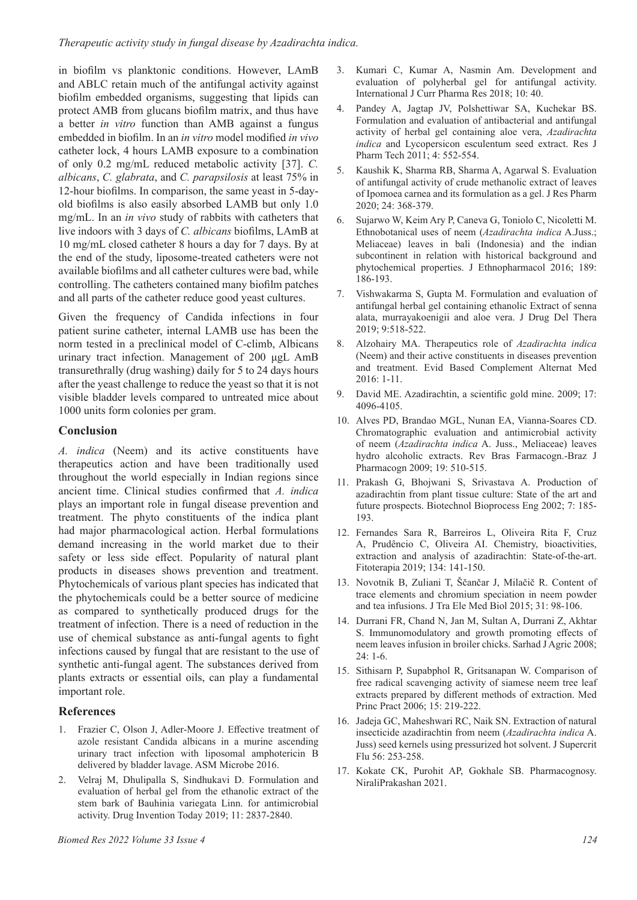in biofilm vs planktonic conditions. However, LAmB and ABLC retain much of the antifungal activity against biofilm embedded organisms, suggesting that lipids can protect AMB from glucans biofilm matrix, and thus have a better *in vitro* function than AMB against a fungus embedded in biofilm. In an *in vitro* model modified *in vivo* catheter lock, 4 hours LAMB exposure to a combination of only 0.2 mg/mL reduced metabolic activity [37]. *C. albicans*, *C. glabrata*, and *C. parapsilosis* at least 75% in 12-hour biofilms. In comparison, the same yeast in 5-day-old biofilms is also easily absorbed LAMB but only 1.0 mg/mL. In an *in vivo* study of rabbits with catheters that live indoors with 3 days of *C. albicans* biofilms, LAmB at 10 mg/mL closed catheter 8 hours a day for 7 days. By at the end of the study, liposome-treated catheters were not available biofilms and all catheter cultures were bad, while controlling. The catheters contained many biofilm patches and all parts of the catheter reduce good yeast cultures.

Given the frequency of Candida infections in four patient surine catheter, internal LAMB use has been the norm tested in a preclinical model of C-climb, Albicans urinary tract infection. Management of 200 µgL AmB transurethrally (drug washing) daily for 5 to 24 days hours after the yeast challenge to reduce the yeast so that it is not visible bladder levels compared to untreated mice about 1000 units form colonies per gram.

## Conclusion

*A. indica* (Neem) and its active constituents have therapeutics action and have been traditionally used throughout the world especially in Indian regions since ancient time. Clinical studies confirmed that *A. indica* plays an important role in fungal disease prevention and treatment. The phyto constituents of the indica plant had major pharmacological action. Herbal formulations demand increasing in the world market due to their safety or less side effect. Popularity of natural plant products in diseases shows prevention and treatment. Phytochemicals of various plant species has indicated that the phytochemicals could be a better source of medicine as compared to synthetically produced drugs for the treatment of infection. There is a need of reduction in the use of chemical substance as anti-fungal agents to fight infections caused by fungal that are resistant to the use of synthetic anti-fungal agent. The substances derived from plants extracts or essential oils, can play a fundamental important role.

## References

1. Frazier C, Olson J, Adler-Moore J. Effective treatment of azole resistant Candida albicans in a murine ascending urinary tract infection with liposomal amphotericin B delivered by bladder lavage. ASM Microbe 2016.
2. Velraj M, Dhulipalla S, Sindhukavi D. Formulation and evaluation of herbal gel from the ethanolic extract of the stem bark of Bauhinia variegata Linn. for antimicrobial activity. Drug Invention Today 2019; 11: 2837-2840.
3. Kumari C, Kumar A, Nasmin Am. Development and evaluation of polyherbal gel for antifungal activity. International J Curr Pharma Res 2018; 10: 40.
4. Pandey A, Jagtap JV, Polshettiwar SA, Kuchekar BS. Formulation and evaluation of antibacterial and antifungal activity of herbal gel containing aloe vera, *Azadirachta indica* and Lycopersicon esculentum seed extract. Res J Pharm Tech 2011; 4: 552-554.
5. Kaushik K, Sharma RB, Sharma A, Agarwal S. Evaluation of antifungal activity of crude methanolic extract of leaves of Ipomoea carnea and its formulation as a gel. J Res Pharm 2020; 24: 368-379.
6. Sujarwo W, Keim Ary P, Caneva G, Toniolo C, Nicoletti M. Ethnobotanical uses of neem (*Azadirachta indica* A.Juss.; Meliaceae) leaves in bali (Indonesia) and the indian subcontinent in relation with historical background and phytochemical properties. J Ethnopharmacol 2016; 189: 186-193.
7. Vishwakarma S, Gupta M. Formulation and evaluation of antifungal herbal gel containing ethanolic Extract of senna alata, murrayakoenigii and aloe vera. J Drug Del Thera 2019; 9:518-522.
8. Alzohairy MA. Therapeutics role of *Azadirachta indica* (Neem) and their active constituents in diseases prevention and treatment. Evid Based Complement Alternat Med 2016: 1-11.
9. David ME. Azadirachtin, a scientific gold mine. 2009; 17: 4096-4105.
10. Alves PD, Brandao MGL, Nunan EA, Vianna-Soares CD. Chromatographic evaluation and antimicrobial activity of neem (*Azadirachta indica* A. Juss., Meliaceae) leaves hydro alcoholic extracts. Rev Bras Farmacogn.-Braz J Pharmacogn 2009; 19: 510-515.
11. Prakash G, Bhojwani S, Srivastava A. Production of azadirachtin from plant tissue culture: State of the art and future prospects. Biotechnol Bioprocess Eng 2002; 7: 185-193.
12. Fernandes Sara R, Barreiros L, Oliveira Rita F, Cruz A, Prudêncio C, Oliveira AI. Chemistry, bioactivities, extraction and analysis of azadirachtin: State-of-the-art. Fitoterapia 2019; 134: 141-150.
13. Novotnik B, Zuliani T, Ščančar J, Milačič R. Content of trace elements and chromium speciation in neem powder and tea infusions. J Tra Ele Med Biol 2015; 31: 98-106.
14. Durrani FR, Chand N, Jan M, Sultan A, Durrani Z, Akhtar S. Immunomodulatory and growth promoting effects of neem leaves infusion in broiler chicks. Sarhad J Agric 2008; 24: 1-6.
15. Sithisarn P, Supabphol R, Gritsanapan W. Comparison of free radical scavenging activity of siamese neem tree leaf extracts prepared by different methods of extraction. Med Princ Pract 2006; 15: 219-222.
16. Jadeja GC, Maheshwari RC, Naik SN. Extraction of natural insecticide azadirachtin from neem (*Azadirachta indica* A. Juss) seed kernels using pressurized hot solvent. J Supercrit Flu 56: 253-258.
17. Kokate CK, Purohit AP, Gokhale SB. Pharmacognosy. NiraliPrakashan 2021.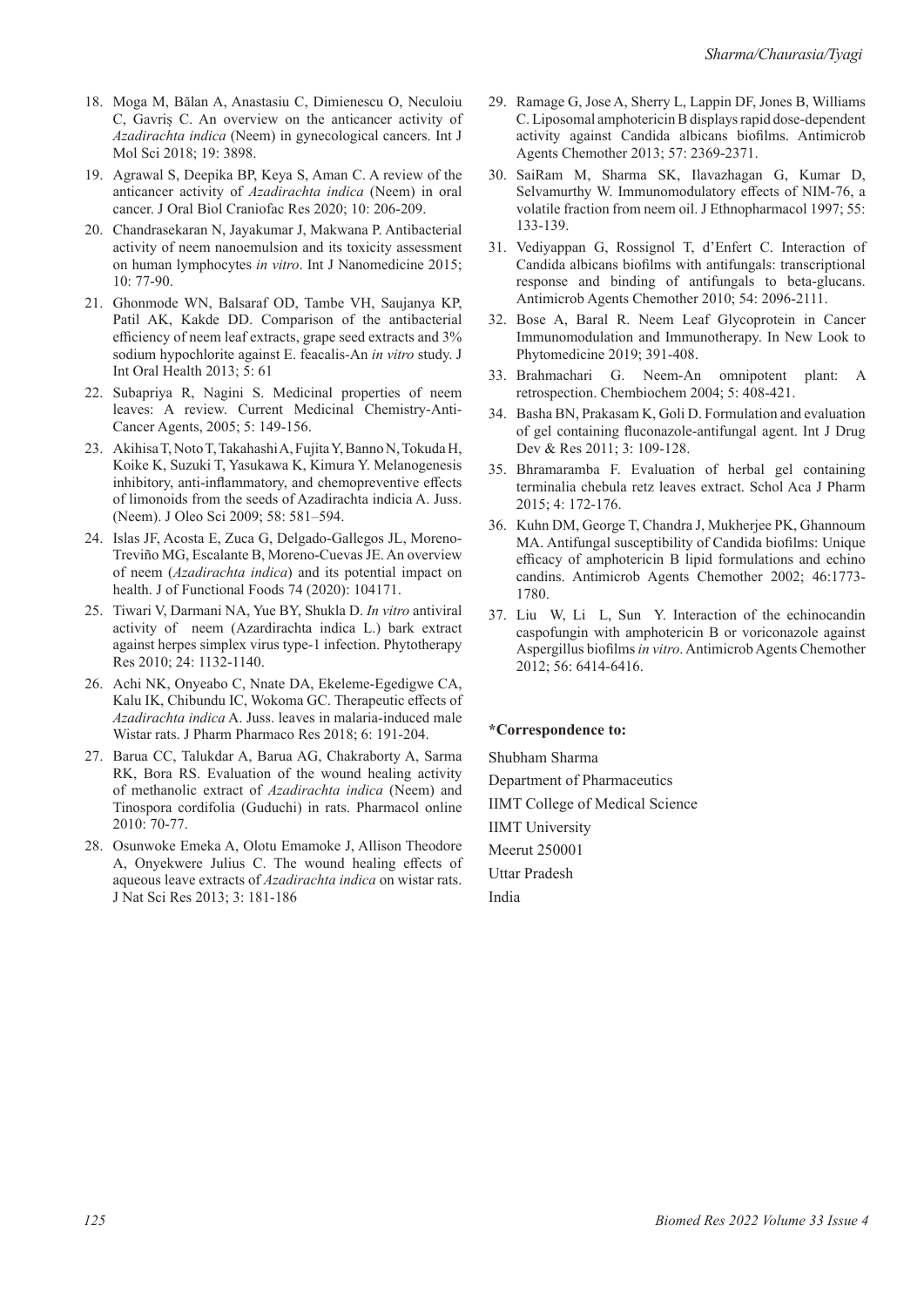18. Moga M, Bălan A, Anastasiu C, Dimienescu O, Neculoiu C, Gavriș C. An overview on the anticancer activity of *Azadirachta indica* (Neem) in gynecological cancers. Int J Mol Sci 2018; 19: 3898.
19. Agrawal S, Deepika BP, Keya S, Aman C. A review of the anticancer activity of *Azadirachta indica* (Neem) in oral cancer. J Oral Biol Craniofac Res 2020; 10: 206-209.
20. Chandrasekaran N, Jayakumar J, Makwana P. Antibacterial activity of neem nanoemulsion and its toxicity assessment on human lymphocytes *in vitro*. Int J Nanomedicine 2015; 10: 77-90.
21. Ghonmode WN, Balsaraf OD, Tambe VH, Saujanya KP, Patil AK, Kakde DD. Comparison of the antibacterial efficiency of neem leaf extracts, grape seed extracts and 3% sodium hypochlorite against E. feacalis-An *in vitro* study. J Int Oral Health 2013; 5: 61
22. Subapriya R, Nagini S. Medicinal properties of neem leaves: A review. Current Medicinal Chemistry-Anti-Cancer Agents, 2005; 5: 149-156.
23. Akihisa T, Noto T, Takahashi A, Fujita Y, Banno N, Tokuda H, Koike K, Suzuki T, Yasukawa K, Kimura Y. Melanogenesis inhibitory, anti-inflammatory, and chemopreventive effects of limonoids from the seeds of Azadirachta indicia A. Juss. (Neem). J Oleo Sci 2009; 58: 581–594.
24. Islas JF, Acosta E, Zuca G, Delgado-Gallegos JL, Moreno-Treviño MG, Escalante B, Moreno-Cuevas JE. An overview of neem (*Azadirachta indica*) and its potential impact on health. J of Functional Foods 74 (2020): 104171.
25. Tiwari V, Darmani NA, Yue BY, Shukla D. *In vitro* antiviral activity of neem (Azardirachta indica L.) bark extract against herpes simplex virus type-1 infection. Phytotherapy Res 2010; 24: 1132-1140.
26. Achi NK, Onyeabo C, Nnate DA, Ekeleme-Egedigwe CA, Kalu IK, Chibundu IC, Wokoma GC. Therapeutic effects of *Azadirachta indica* A. Juss. leaves in malaria-induced male Wistar rats. J Pharm Pharmaco Res 2018; 6: 191-204.
27. Barua CC, Talukdar A, Barua AG, Chakraborty A, Sarma RK, Bora RS. Evaluation of the wound healing activity of methanolic extract of *Azadirachta indica* (Neem) and Tinospora cordifolia (Guduchi) in rats. Pharmacol online 2010: 70-77.
28. Osunwoke Emeka A, Olotu Emamoke J, Allison Theodore A, Onyekwere Julius C. The wound healing effects of aqueous leave extracts of *Azadirachta indica* on wistar rats. J Nat Sci Res 2013; 3: 181-186
29. Ramage G, Jose A, Sherry L, Lappin DF, Jones B, Williams C. Liposomal amphotericin B displays rapid dose-dependent activity against Candida albicans biofilms. Antimicrob Agents Chemother 2013; 57: 2369-2371.
30. SaiRam M, Sharma SK, Ilavazhagan G, Kumar D, Selvamurthy W. Immunomodulatory effects of NIM-76, a volatile fraction from neem oil. J Ethnopharmacol 1997; 55: 133-139.
31. Vediyappan G, Rossignol T, d'Enfert C. Interaction of Candida albicans biofilms with antifungals: transcriptional response and binding of antifungals to beta-glucans. Antimicrob Agents Chemother 2010; 54: 2096-2111.
32. Bose A, Baral R. Neem Leaf Glycoprotein in Cancer Immunomodulation and Immunotherapy. In New Look to Phytomedicine 2019; 391-408.
33. Brahmachari G. Neem-An omnipotent plant: A retrospection. Chembiochem 2004; 5: 408-421.
34. Basha BN, Prakasam K, Goli D. Formulation and evaluation of gel containing fluconazole-antifungal agent. Int J Drug Dev & Res 2011; 3: 109-128.
35. Bhramaramba F. Evaluation of herbal gel containing terminalia chebula retz leaves extract. Schol Aca J Pharm 2015; 4: 172-176.
36. Kuhn DM, George T, Chandra J, Mukherjee PK, Ghannoum MA. Antifungal susceptibility of Candida biofilms: Unique efficacy of amphotericin B lipid formulations and echino candins. Antimicrob Agents Chemother 2002; 46:1773-1780.
37. Liu W, Li L, Sun Y. Interaction of the echinocandin caspofungin with amphotericin B or voriconazole against Aspergillus biofilms *in vitro*. Antimicrob Agents Chemother 2012; 56: 6414-6416.

**\*Correspondence to:**

Shubham Sharma

Department of Pharmaceutics

IIMT College of Medical Science

IIMT University

Meerut 250001

Uttar Pradesh

India